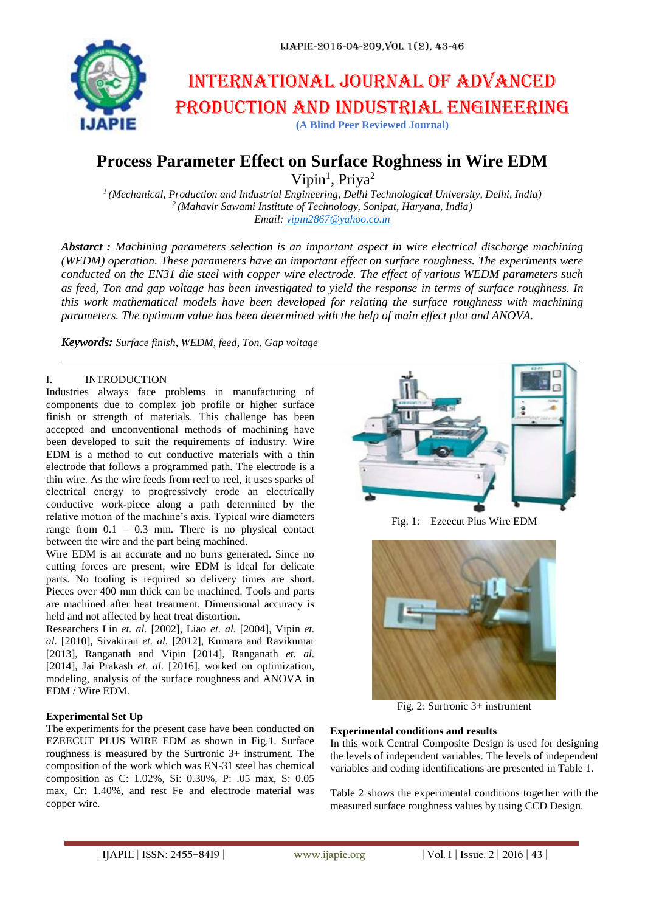# INTERNATIONAL JOURNAL OF ADVANCED PRODUCTION AND INDUSTRIAL ENGINEERING

**(A Blind Peer Reviewed Journal)**

# Process Parameter Effect on Surface Roghness in Wire EDM

Vipin[1], Priya[2]

[1] *(Mechanical, Production and Industrial Engineering, Delhi Technological University, Delhi, India)*
[2] *(Mahavir Sawami Institute of Technology, Sonipat, Haryana, India)*
*Email: vipin2867@yahoo.co.in*

***Abstarct :*** *Machining parameters selection is an important aspect in wire electrical discharge machining (WEDM) operation. These parameters have an important effect on surface roughness. The experiments were conducted on the EN31 die steel with copper wire electrode. The effect of various WEDM parameters such as feed, Ton and gap voltage has been investigated to yield the response in terms of surface roughness. In this work mathematical models have been developed for relating the surface roughness with machining parameters. The optimum value has been determined with the help of main effect plot and ANOVA.*

***Keywords:*** *Surface finish, WEDM, feed, Ton, Gap voltage*

## I. INTRODUCTION

Industries always face problems in manufacturing of components due to complex job profile or higher surface finish or strength of materials. This challenge has been accepted and unconventional methods of machining have been developed to suit the requirements of industry. Wire EDM is a method to cut conductive materials with a thin electrode that follows a programmed path. The electrode is a thin wire. As the wire feeds from reel to reel, it uses sparks of electrical energy to progressively erode an electrically conductive work-piece along a path determined by the relative motion of the machine's axis. Typical wire diameters range from 0.1 – 0.3 mm. There is no physical contact between the wire and the part being machined.

Wire EDM is an accurate and no burrs generated. Since no cutting forces are present, wire EDM is ideal for delicate parts. No tooling is required so delivery times are short. Pieces over 400 mm thick can be machined. Tools and parts are machined after heat treatment. Dimensional accuracy is held and not affected by heat treat distortion.

Researchers Lin *et. al.* [2002], Liao *et. al.* [2004], Vipin *et. al.* [2010], Sivakiran *et. al.* [2012], Kumara and Ravikumar [2013], Ranganath and Vipin [2014], Ranganath *et. al.* [2014], Jai Prakash *et. al.* [2016], worked on optimization, modeling, analysis of the surface roughness and ANOVA in EDM / Wire EDM.

### Experimental Set Up

The experiments for the present case have been conducted on EZEECUT PLUS WIRE EDM as shown in Fig.1. Surface roughness is measured by the Surtronic 3+ instrument. The composition of the work which was EN-31 steel has chemical composition as C: 1.02%, Si: 0.30%, P: .05 max, S: 0.05 max, Cr: 1.40%, and rest Fe and electrode material was copper wire.

Fig. 1: Ezeecut Plus Wire EDM

Fig. 2: Surtronic 3+ instrument

### Experimental conditions and results

In this work Central Composite Design is used for designing the levels of independent variables. The levels of independent variables and coding identifications are presented in Table 1.

Table 2 shows the experimental conditions together with the measured surface roughness values by using CCD Design.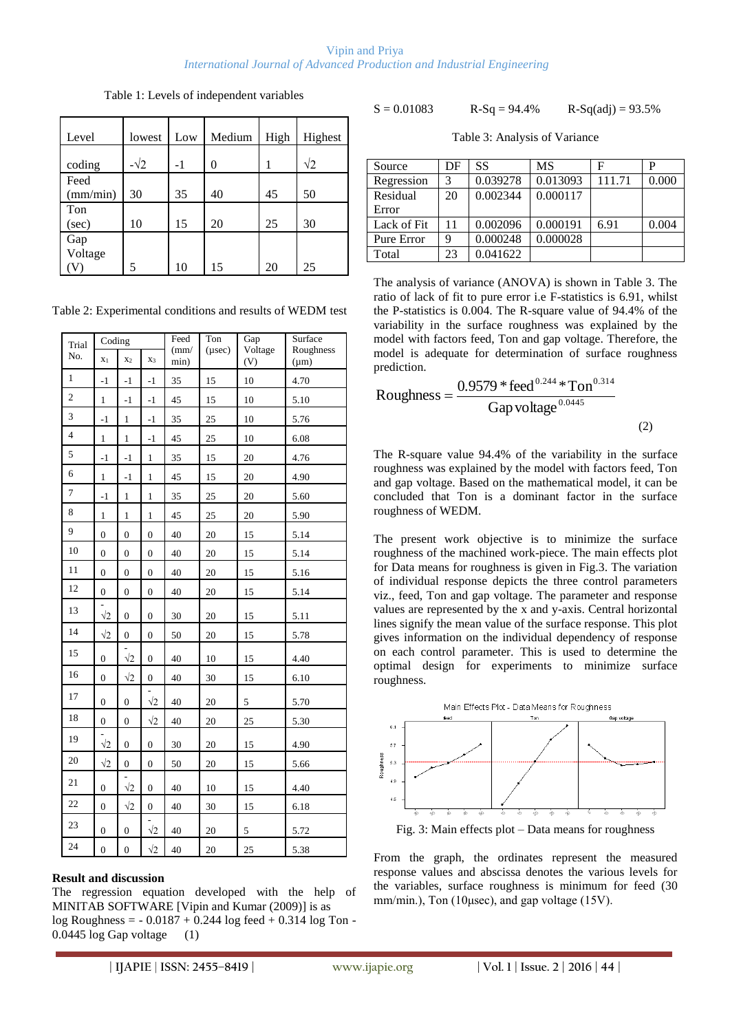Table 1: Levels of independent variables

| Level | lowest | Low | Medium | High | Highest |
|---|---|---|---|---|---|
| coding | $-\sqrt{2}$ | -1 | 0 | 1 | $\sqrt{2}$ |
| Feed (mm/min) | 30 | 35 | 40 | 45 | 50 |
| Ton (sec) | 10 | 15 | 20 | 25 | 30 |
| Gap Voltage (V) | 5 | 10 | 15 | 20 | 25 |

Table 2: Experimental conditions and results of WEDM test

| Trial No. | Coding | | | Feed (mm/min) | Ton (μsec) | Gap Voltage (V) | Surface Roughness (μm) |
|---|---|---|---|---|---|---|---|
| | $x_1$ | $x_2$ | $x_3$ | | | | |
| 1 | -1 | -1 | -1 | 35 | 15 | 10 | 4.70 |
| 2 | 1 | -1 | -1 | 45 | 15 | 10 | 5.10 |
| 3 | -1 | 1 | -1 | 35 | 25 | 10 | 5.76 |
| 4 | 1 | 1 | -1 | 45 | 25 | 10 | 6.08 |
| 5 | -1 | -1 | 1 | 35 | 15 | 20 | 4.76 |
| 6 | 1 | -1 | 1 | 45 | 15 | 20 | 4.90 |
| 7 | -1 | 1 | 1 | 35 | 25 | 20 | 5.60 |
| 8 | 1 | 1 | 1 | 45 | 25 | 20 | 5.90 |
| 9 | 0 | 0 | 0 | 40 | 20 | 15 | 5.14 |
| 10 | 0 | 0 | 0 | 40 | 20 | 15 | 5.14 |
| 11 | 0 | 0 | 0 | 40 | 20 | 15 | 5.16 |
| 12 | 0 | 0 | 0 | 40 | 20 | 15 | 5.14 |
| 13 | $-\sqrt{2}$ | 0 | 0 | 30 | 20 | 15 | 5.11 |
| 14 | $\sqrt{2}$ | 0 | 0 | 50 | 20 | 15 | 5.78 |
| 15 | 0 | $-\sqrt{2}$ | 0 | 40 | 10 | 15 | 4.40 |
| 16 | 0 | $\sqrt{2}$ | 0 | 40 | 30 | 15 | 6.10 |
| 17 | 0 | 0 | $-\sqrt{2}$ | 40 | 20 | 5 | 5.70 |
| 18 | 0 | 0 | $\sqrt{2}$ | 40 | 20 | 25 | 5.30 |
| 19 | $-\sqrt{2}$ | 0 | 0 | 30 | 20 | 15 | 4.90 |
| 20 | $\sqrt{2}$ | 0 | 0 | 50 | 20 | 15 | 5.66 |
| 21 | 0 | $-\sqrt{2}$ | 0 | 40 | 10 | 15 | 4.40 |
| 22 | 0 | $\sqrt{2}$ | 0 | 40 | 30 | 15 | 6.18 |
| 23 | 0 | 0 | $-\sqrt{2}$ | 40 | 20 | 5 | 5.72 |
| 24 | 0 | 0 | $\sqrt{2}$ | 40 | 20 | 25 | 5.38 |

## Result and discussion

The regression equation developed with the help of MINITAB SOFTWARE [Vipin and Kumar (2009)] is as

log Roughness = - 0.0187 + 0.244 log feed + 0.314 log Ton - 0.0445 log Gap voltage (1)

S = 0.01083 R-Sq = 94.4% R-Sq(adj) = 93.5%

Table 3: Analysis of Variance

| Source | DF | SS | MS | F | P |
|---|---|---|---|---|---|
| Regression | 3 | 0.039278 | 0.013093 | 111.71 | 0.000 |
| Residual Error | 20 | 0.002344 | 0.000117 | | |
| Lack of Fit | 11 | 0.002096 | 0.000191 | 6.91 | 0.004 |
| Pure Error | 9 | 0.000248 | 0.000028 | | |
| Total | 23 | 0.041622 | | | |

The analysis of variance (ANOVA) is shown in Table 3. The ratio of lack of fit to pure error i.e F-statistics is 6.91, whilst the P-statistics is 0.004. The R-square value of 94.4% of the variability in the surface roughness was explained by the model with factors feed, Ton and gap voltage. Therefore, the model is adequate for determination of surface roughness prediction.

$$\text{Roughness} = \frac{0.9579 * \text{feed}^{0.244} * \text{Ton}^{0.314}}{\text{Gap voltage}^{0.0445}} \quad (2)$$

The R-square value 94.4% of the variability in the surface roughness was explained by the model with factors feed, Ton and gap voltage. Based on the mathematical model, it can be concluded that Ton is a dominant factor in the surface roughness of WEDM.

The present work objective is to minimize the surface roughness of the machined work-piece. The main effects plot for Data means for roughness is given in Fig.3. The variation of individual response depicts the three control parameters viz., feed, Ton and gap voltage. The parameter and response values are represented by the x and y-axis. Central horizontal lines signify the mean value of the surface response. This plot gives information on the individual dependency of response on each control parameter. This is used to determine the optimal design for experiments to minimize surface roughness.

Fig. 3: Main effects plot – Data means for roughness

From the graph, the ordinates represent the measured response values and abscissa denotes the various levels for the variables, surface roughness is minimum for feed (30 mm/min.), Ton (10μsec), and gap voltage (15V).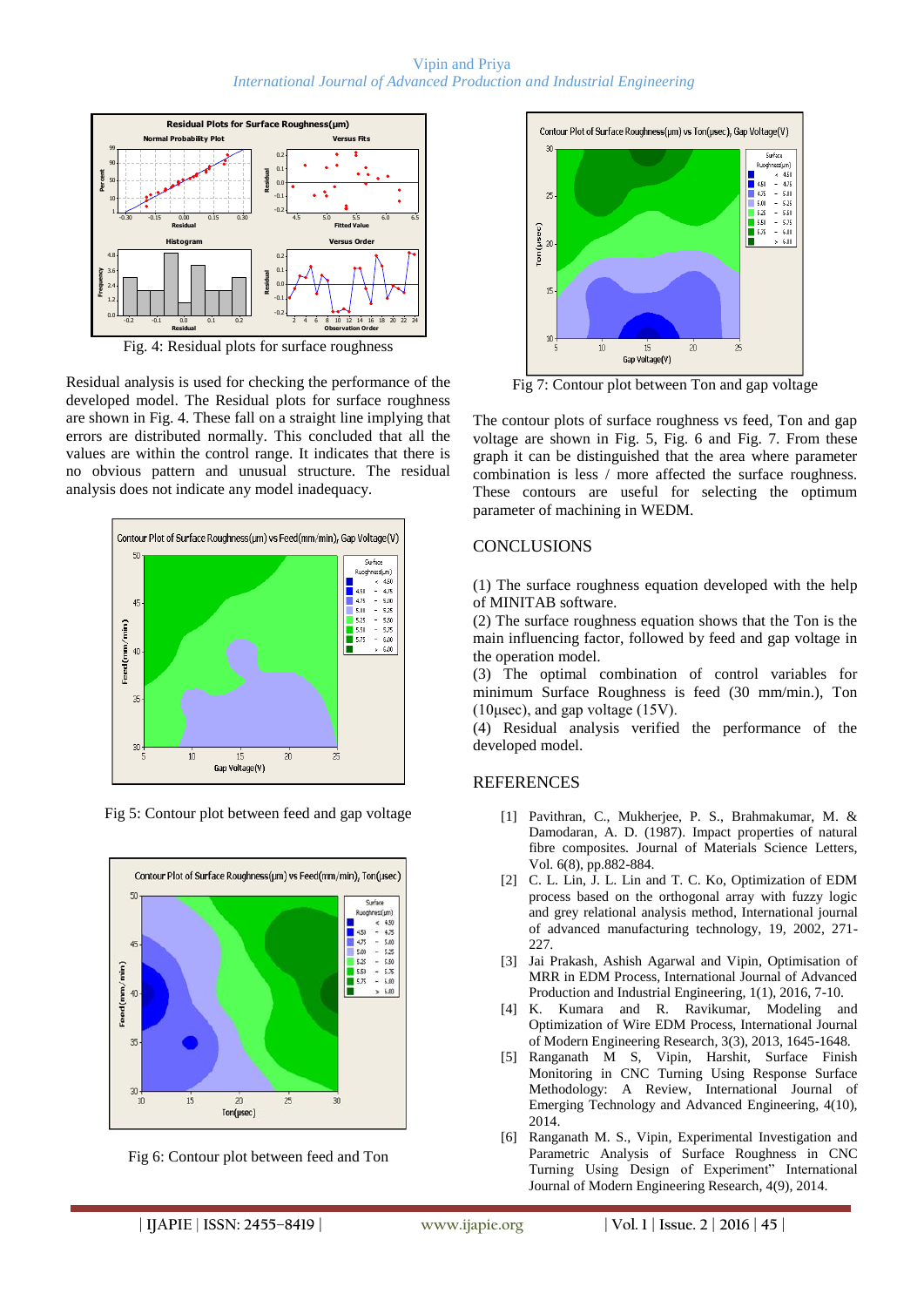Fig. 4: Residual plots for surface roughness

Residual analysis is used for checking the performance of the developed model. The Residual plots for surface roughness are shown in Fig. 4. These fall on a straight line implying that errors are distributed normally. This concluded that all the values are within the control range. It indicates that there is no obvious pattern and unusual structure. The residual analysis does not indicate any model inadequacy.

Fig 5: Contour plot between feed and gap voltage

Fig 6: Contour plot between feed and Ton

Fig 7: Contour plot between Ton and gap voltage

The contour plots of surface roughness vs feed, Ton and gap voltage are shown in Fig. 5, Fig. 6 and Fig. 7. From these graph it can be distinguished that the area where parameter combination is less / more affected the surface roughness. These contours are useful for selecting the optimum parameter of machining in WEDM.

## CONCLUSIONS

(1) The surface roughness equation developed with the help of MINITAB software.

(2) The surface roughness equation shows that the Ton is the main influencing factor, followed by feed and gap voltage in the operation model.

(3) The optimal combination of control variables for minimum Surface Roughness is feed (30 mm/min.), Ton (10µsec), and gap voltage (15V).

(4) Residual analysis verified the performance of the developed model.

## REFERENCES

[1] Pavithran, C., Mukherjee, P. S., Brahmakumar, M. & Damodaran, A. D. (1987). Impact properties of natural fibre composites. Journal of Materials Science Letters, Vol. 6(8), pp.882-884.

[2] C. L. Lin, J. L. Lin and T. C. Ko, Optimization of EDM process based on the orthogonal array with fuzzy logic and grey relational analysis method, International journal of advanced manufacturing technology, 19, 2002, 271-227.

[3] Jai Prakash, Ashish Agarwal and Vipin, Optimisation of MRR in EDM Process, International Journal of Advanced Production and Industrial Engineering, 1(1), 2016, 7-10.

[4] K. Kumara and R. Ravikumar, Modeling and Optimization of Wire EDM Process, International Journal of Modern Engineering Research, 3(3), 2013, 1645-1648.

[5] Ranganath M S, Vipin, Harshit, Surface Finish Monitoring in CNC Turning Using Response Surface Methodology: A Review, International Journal of Emerging Technology and Advanced Engineering, 4(10), 2014.

[6] Ranganath M. S., Vipin, Experimental Investigation and Parametric Analysis of Surface Roughness in CNC Turning Using Design of Experiment" International Journal of Modern Engineering Research, 4(9), 2014.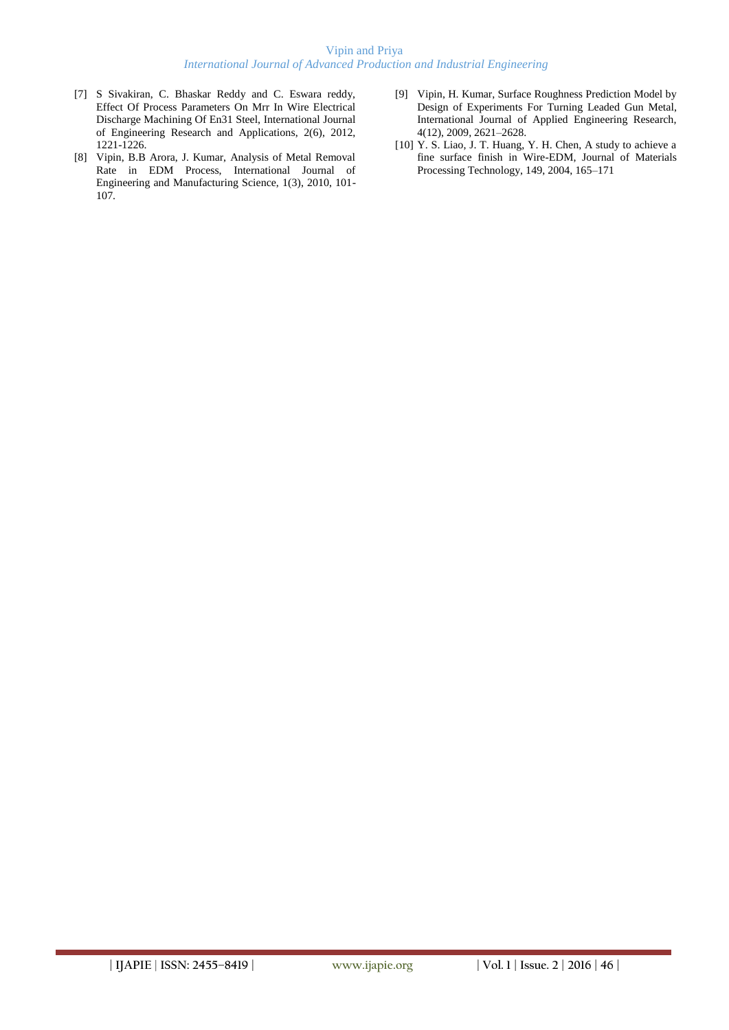[7] S Sivakiran, C. Bhaskar Reddy and C. Eswara reddy, Effect Of Process Parameters On Mrr In Wire Electrical Discharge Machining Of En31 Steel, International Journal of Engineering Research and Applications, 2(6), 2012, 1221-1226.

[8] Vipin, B.B Arora, J. Kumar, Analysis of Metal Removal Rate in EDM Process, International Journal of Engineering and Manufacturing Science, 1(3), 2010, 101-107.

[9] Vipin, H. Kumar, Surface Roughness Prediction Model by Design of Experiments For Turning Leaded Gun Metal, International Journal of Applied Engineering Research, 4(12), 2009, 2621–2628.

[10] Y. S. Liao, J. T. Huang, Y. H. Chen, A study to achieve a fine surface finish in Wire-EDM, Journal of Materials Processing Technology, 149, 2004, 165–171